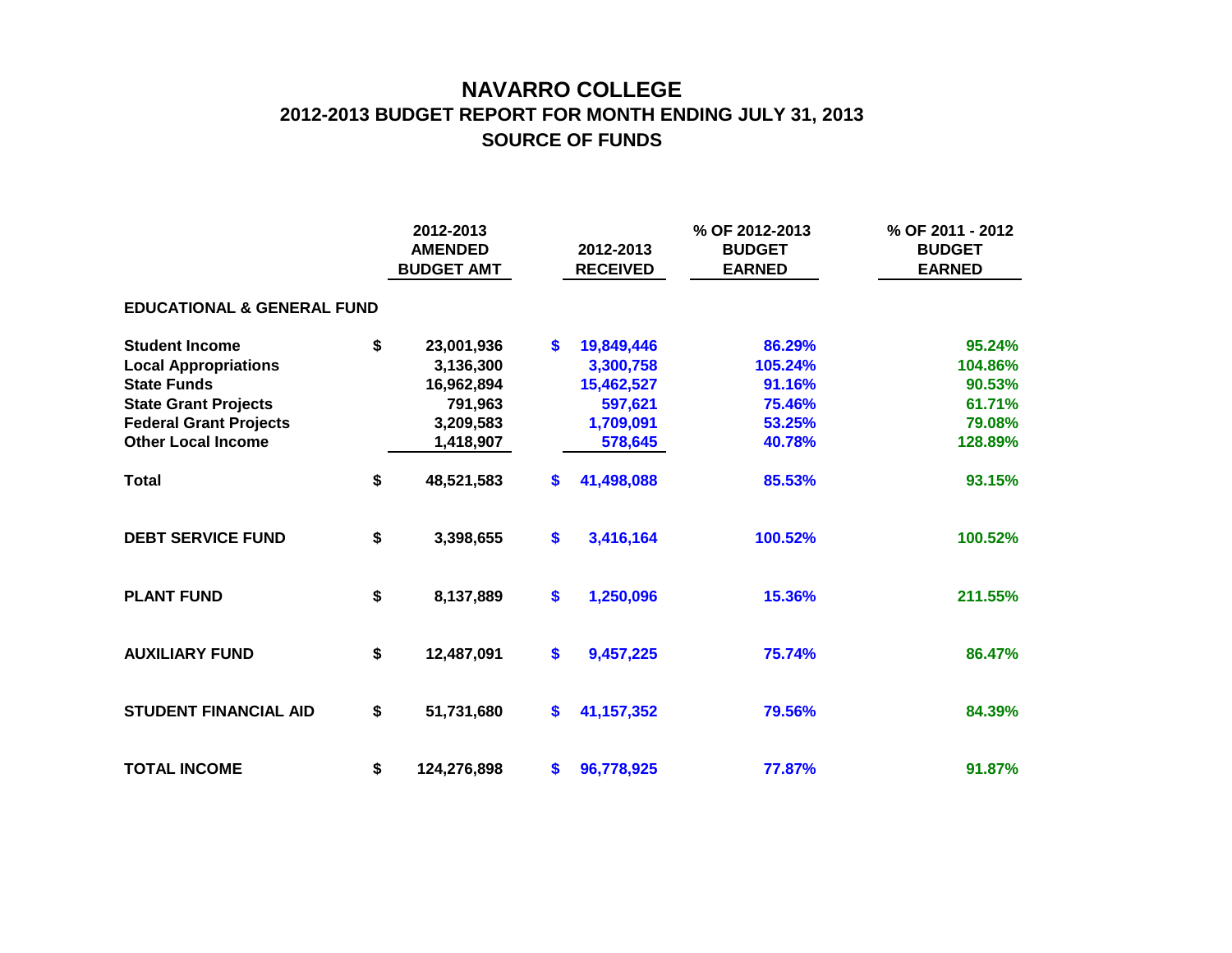# NAVARRO COLLEGE

## 2012-2013 BUDGET REPORT FOR MONTH ENDING JULY 31, 2013

## SOURCE OF FUNDS

| | 2012-2013 AMENDED BUDGET AMT | 2012-2013 RECEIVED | % OF 2012-2013 BUDGET EARNED | % OF 2011 - 2012 BUDGET EARNED |
|---|---|---|---|---|
| **EDUCATIONAL & GENERAL FUND** | | | | |
| **Student Income** | $ 23,001,936 | $ 19,849,446 | 86.29% | 95.24% |
| **Local Appropriations** | 3,136,300 | 3,300,758 | 105.24% | 104.86% |
| **State Funds** | 16,962,894 | 15,462,527 | 91.16% | 90.53% |
| **State Grant Projects** | 791,963 | 597,621 | 75.46% | 61.71% |
| **Federal Grant Projects** | 3,209,583 | 1,709,091 | 53.25% | 79.08% |
| **Other Local Income** | 1,418,907 | 578,645 | 40.78% | 128.89% |
| **Total** | $ 48,521,583 | $ 41,498,088 | 85.53% | 93.15% |
| **DEBT SERVICE FUND** | $ 3,398,655 | $ 3,416,164 | 100.52% | 100.52% |
| **PLANT FUND** | $ 8,137,889 | $ 1,250,096 | 15.36% | 211.55% |
| **AUXILIARY FUND** | $ 12,487,091 | $ 9,457,225 | 75.74% | 86.47% |
| **STUDENT FINANCIAL AID** | $ 51,731,680 | $ 41,157,352 | 79.56% | 84.39% |
| **TOTAL INCOME** | $ 124,276,898 | $ 96,778,925 | 77.87% | 91.87% |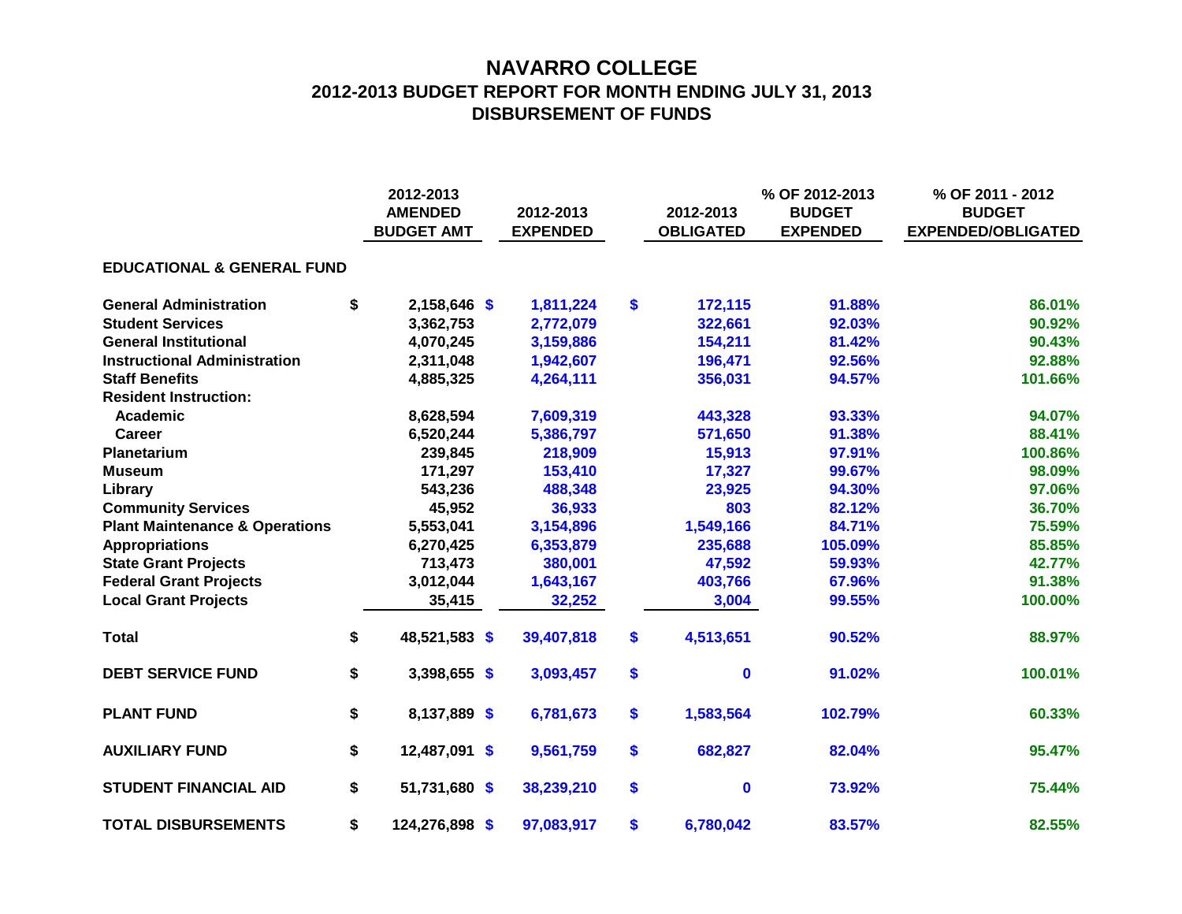# NAVARRO COLLEGE

## 2012-2013 BUDGET REPORT FOR MONTH ENDING JULY 31, 2013

## DISBURSEMENT OF FUNDS

| | 2012-2013 AMENDED BUDGET AMT | 2012-2013 EXPENDED | 2012-2013 OBLIGATED | % OF 2012-2013 BUDGET EXPENDED | % OF 2011 - 2012 BUDGET EXPENDED/OBLIGATED |
|---|---|---|---|---|---|
| **EDUCATIONAL & GENERAL FUND** | | | | | |
| General Administration | $ 2,158,646 | $ 1,811,224 | $ 172,115 | 91.88% | 86.01% |
| Student Services | 3,362,753 | 2,772,079 | 322,661 | 92.03% | 90.92% |
| General Institutional | 4,070,245 | 3,159,886 | 154,211 | 81.42% | 90.43% |
| Instructional Administration | 2,311,048 | 1,942,607 | 196,471 | 92.56% | 92.88% |
| Staff Benefits | 4,885,325 | 4,264,111 | 356,031 | 94.57% | 101.66% |
| Resident Instruction: | | | | | |
| Academic | 8,628,594 | 7,609,319 | 443,328 | 93.33% | 94.07% |
| Career | 6,520,244 | 5,386,797 | 571,650 | 91.38% | 88.41% |
| Planetarium | 239,845 | 218,909 | 15,913 | 97.91% | 100.86% |
| Museum | 171,297 | 153,410 | 17,327 | 99.67% | 98.09% |
| Library | 543,236 | 488,348 | 23,925 | 94.30% | 97.06% |
| Community Services | 45,952 | 36,933 | 803 | 82.12% | 36.70% |
| Plant Maintenance & Operations | 5,553,041 | 3,154,896 | 1,549,166 | 84.71% | 75.59% |
| Appropriations | 6,270,425 | 6,353,879 | 235,688 | 105.09% | 85.85% |
| State Grant Projects | 713,473 | 380,001 | 47,592 | 59.93% | 42.77% |
| Federal Grant Projects | 3,012,044 | 1,643,167 | 403,766 | 67.96% | 91.38% |
| Local Grant Projects | 35,415 | 32,252 | 3,004 | 99.55% | 100.00% |
| **Total** | $ 48,521,583 | $ 39,407,818 | $ 4,513,651 | 90.52% | 88.97% |
| **DEBT SERVICE FUND** | $ 3,398,655 | $ 3,093,457 | $ 0 | 91.02% | 100.01% |
| **PLANT FUND** | $ 8,137,889 | $ 6,781,673 | $ 1,583,564 | 102.79% | 60.33% |
| **AUXILIARY FUND** | $ 12,487,091 | $ 9,561,759 | $ 682,827 | 82.04% | 95.47% |
| **STUDENT FINANCIAL AID** | $ 51,731,680 | $ 38,239,210 | $ 0 | 73.92% | 75.44% |
| **TOTAL DISBURSEMENTS** | $ 124,276,898 | $ 97,083,917 | $ 6,780,042 | 83.57% | 82.55% |